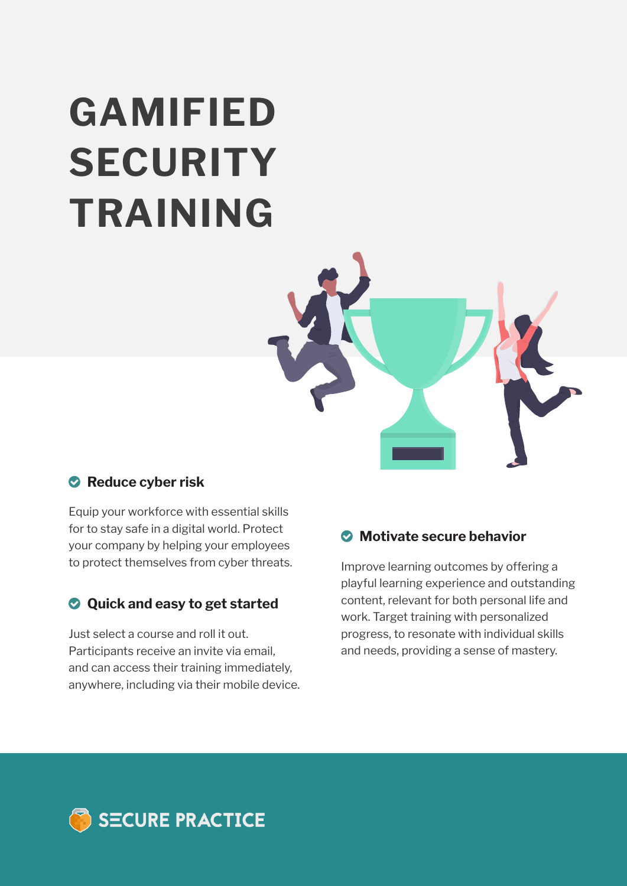# GAMIFIED SECURITY TRAINING

### Reduce cyber risk

Equip your workforce with essential skills for to stay safe in a digital world. Protect your company by helping your employees to protect themselves from cyber threats.

### Quick and easy to get started

Just select a course and roll it out. Participants receive an invite via email, and can access their training immediately, anywhere, including via their mobile device.

### Motivate secure behavior

Improve learning outcomes by offering a playful learning experience and outstanding content, relevant for both personal life and work. Target training with personalized progress, to resonate with individual skills and needs, providing a sense of mastery.

SECURE PRACTICE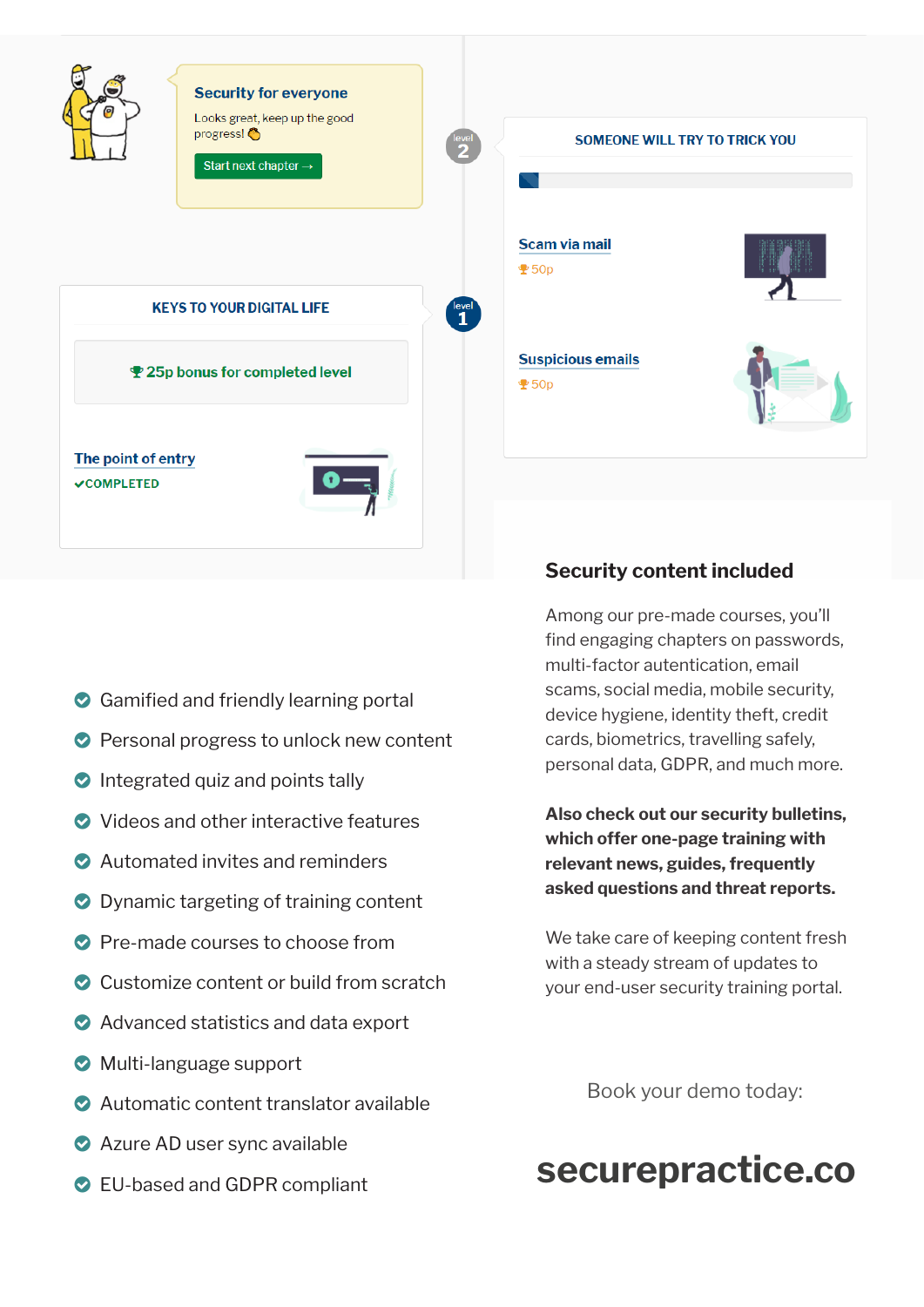Security for everyone

Looks great, keep up the good progress! 👏

Start next chapter →

KEYS TO YOUR DIGITAL LIFE

🏆 25p bonus for completed level

The point of entry

✔COMPLETED

level 1

level 2

SOMEONE WILL TRY TO TRICK YOU

Scam via mail

🏆 50p

Suspicious emails

🏆 50p

- Gamified and friendly learning portal
- Personal progress to unlock new content
- Integrated quiz and points tally
- Videos and other interactive features
- Automated invites and reminders
- Dynamic targeting of training content
- Pre-made courses to choose from
- Customize content or build from scratch
- Advanced statistics and data export
- Multi-language support
- Automatic content translator available
- Azure AD user sync available
- EU-based and GDPR compliant

## Security content included

Among our pre-made courses, you'll find engaging chapters on passwords, multi-factor autentication, email scams, social media, mobile security, device hygiene, identity theft, credit cards, biometrics, travelling safely, personal data, GDPR, and much more.

**Also check out our security bulletins, which offer one-page training with relevant news, guides, frequently asked questions and threat reports.**

We take care of keeping content fresh with a steady stream of updates to your end-user security training portal.

Book your demo today:

# securepractice.co